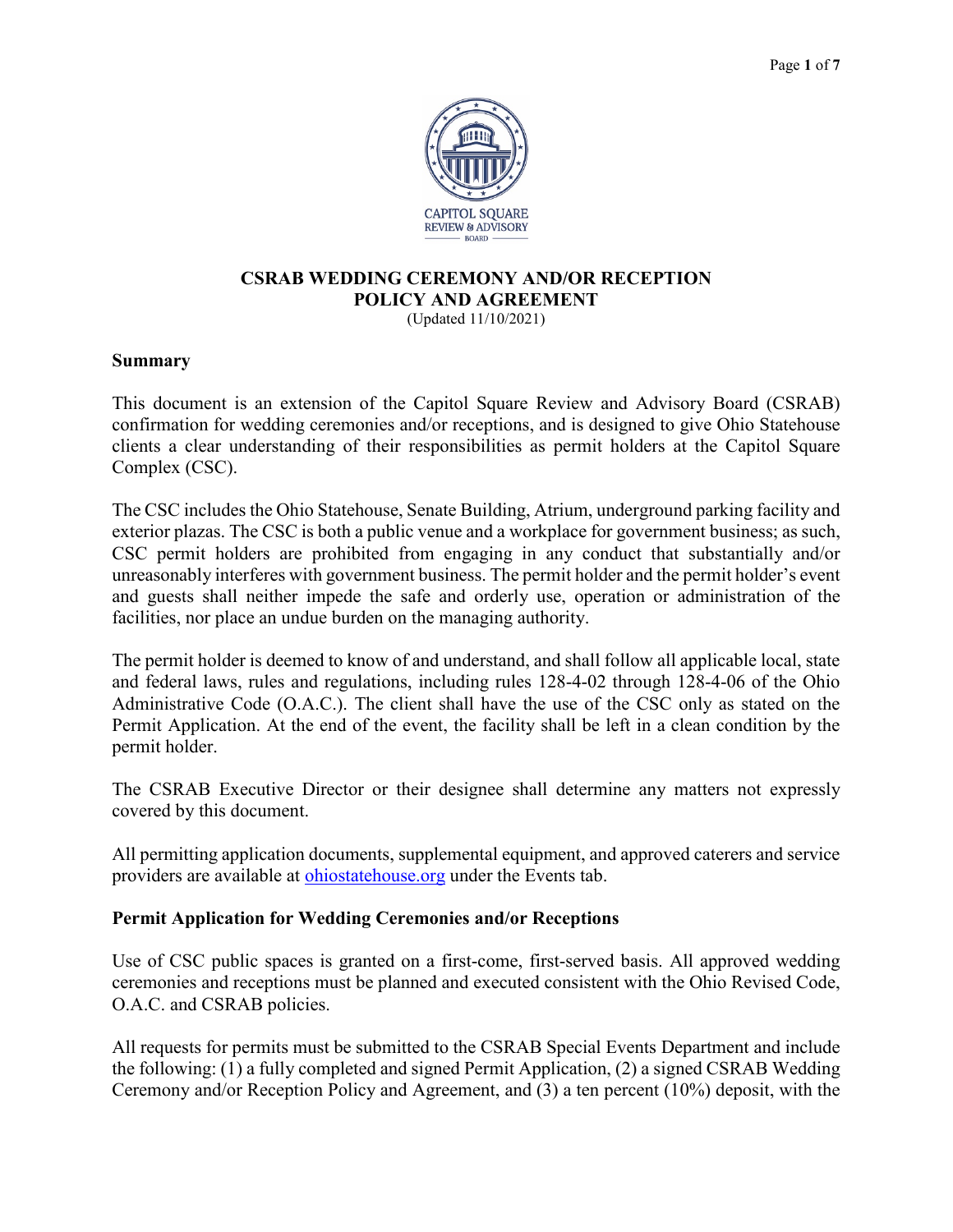# CSRAB WEDDING CEREMONY AND/OR RECEPTION POLICY AND AGREEMENT

(Updated 11/10/2021)

## Summary

This document is an extension of the Capitol Square Review and Advisory Board (CSRAB) confirmation for wedding ceremonies and/or receptions, and is designed to give Ohio Statehouse clients a clear understanding of their responsibilities as permit holders at the Capitol Square Complex (CSC).

The CSC includes the Ohio Statehouse, Senate Building, Atrium, underground parking facility and exterior plazas. The CSC is both a public venue and a workplace for government business; as such, CSC permit holders are prohibited from engaging in any conduct that substantially and/or unreasonably interferes with government business. The permit holder and the permit holder's event and guests shall neither impede the safe and orderly use, operation or administration of the facilities, nor place an undue burden on the managing authority.

The permit holder is deemed to know of and understand, and shall follow all applicable local, state and federal laws, rules and regulations, including rules 128-4-02 through 128-4-06 of the Ohio Administrative Code (O.A.C.). The client shall have the use of the CSC only as stated on the Permit Application. At the end of the event, the facility shall be left in a clean condition by the permit holder.

The CSRAB Executive Director or their designee shall determine any matters not expressly covered by this document.

All permitting application documents, supplemental equipment, and approved caterers and service providers are available at [ohiostatehouse.org](http://ohiostatehouse.org) under the Events tab.

## Permit Application for Wedding Ceremonies and/or Receptions

Use of CSC public spaces is granted on a first-come, first-served basis. All approved wedding ceremonies and receptions must be planned and executed consistent with the Ohio Revised Code, O.A.C. and CSRAB policies.

All requests for permits must be submitted to the CSRAB Special Events Department and include the following: (1) a fully completed and signed Permit Application, (2) a signed CSRAB Wedding Ceremony and/or Reception Policy and Agreement, and (3) a ten percent (10%) deposit, with the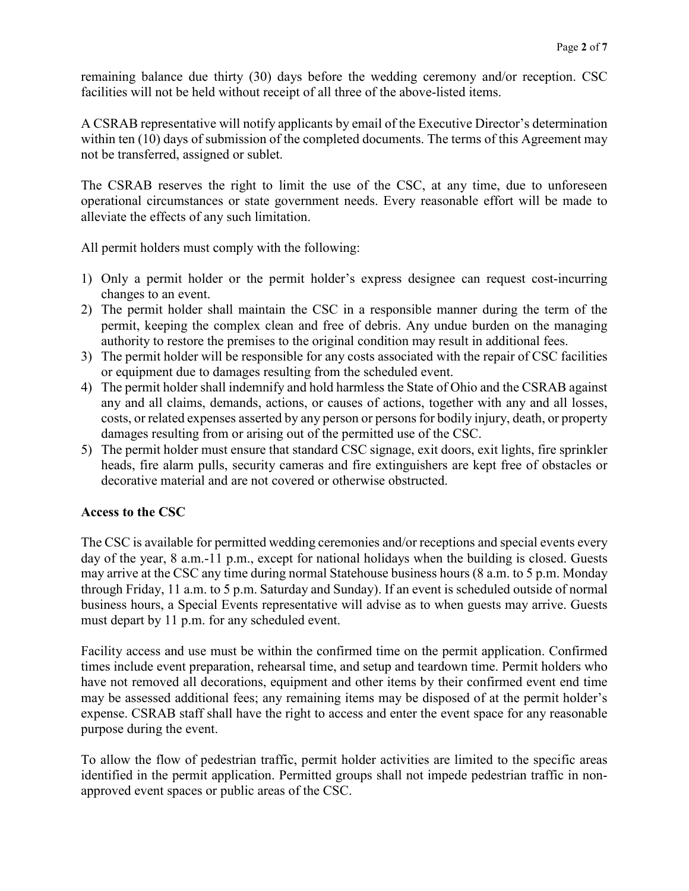remaining balance due thirty (30) days before the wedding ceremony and/or reception. CSC facilities will not be held without receipt of all three of the above-listed items.

A CSRAB representative will notify applicants by email of the Executive Director's determination within ten (10) days of submission of the completed documents. The terms of this Agreement may not be transferred, assigned or sublet.

The CSRAB reserves the right to limit the use of the CSC, at any time, due to unforeseen operational circumstances or state government needs. Every reasonable effort will be made to alleviate the effects of any such limitation.

All permit holders must comply with the following:

1) Only a permit holder or the permit holder's express designee can request cost-incurring changes to an event.
2) The permit holder shall maintain the CSC in a responsible manner during the term of the permit, keeping the complex clean and free of debris. Any undue burden on the managing authority to restore the premises to the original condition may result in additional fees.
3) The permit holder will be responsible for any costs associated with the repair of CSC facilities or equipment due to damages resulting from the scheduled event.
4) The permit holder shall indemnify and hold harmless the State of Ohio and the CSRAB against any and all claims, demands, actions, or causes of actions, together with any and all losses, costs, or related expenses asserted by any person or persons for bodily injury, death, or property damages resulting from or arising out of the permitted use of the CSC.
5) The permit holder must ensure that standard CSC signage, exit doors, exit lights, fire sprinkler heads, fire alarm pulls, security cameras and fire extinguishers are kept free of obstacles or decorative material and are not covered or otherwise obstructed.

**Access to the CSC**

The CSC is available for permitted wedding ceremonies and/or receptions and special events every day of the year, 8 a.m.-11 p.m., except for national holidays when the building is closed. Guests may arrive at the CSC any time during normal Statehouse business hours (8 a.m. to 5 p.m. Monday through Friday, 11 a.m. to 5 p.m. Saturday and Sunday). If an event is scheduled outside of normal business hours, a Special Events representative will advise as to when guests may arrive. Guests must depart by 11 p.m. for any scheduled event.

Facility access and use must be within the confirmed time on the permit application. Confirmed times include event preparation, rehearsal time, and setup and teardown time. Permit holders who have not removed all decorations, equipment and other items by their confirmed event end time may be assessed additional fees; any remaining items may be disposed of at the permit holder's expense. CSRAB staff shall have the right to access and enter the event space for any reasonable purpose during the event.

To allow the flow of pedestrian traffic, permit holder activities are limited to the specific areas identified in the permit application. Permitted groups shall not impede pedestrian traffic in non-approved event spaces or public areas of the CSC.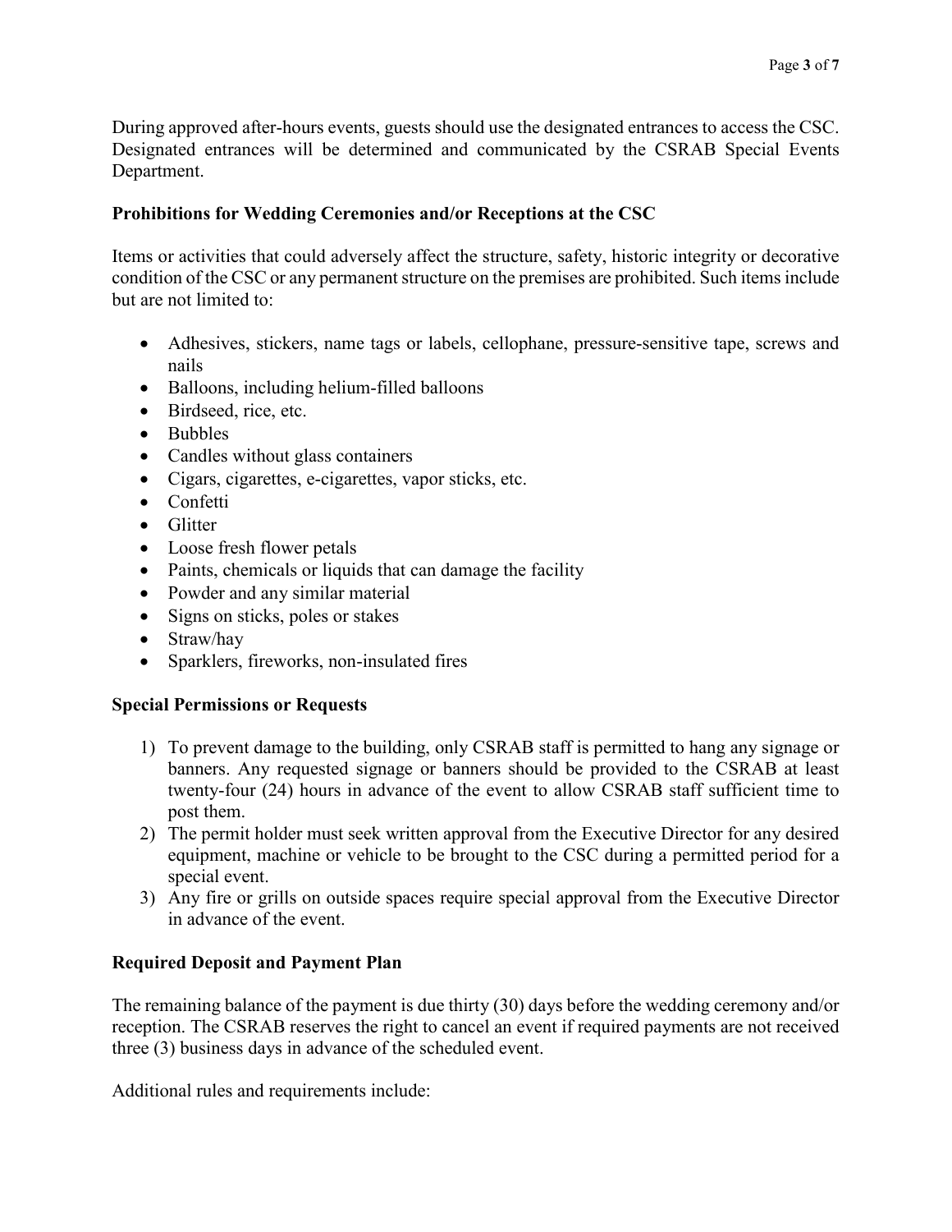During approved after-hours events, guests should use the designated entrances to access the CSC. Designated entrances will be determined and communicated by the CSRAB Special Events Department.

**Prohibitions for Wedding Ceremonies and/or Receptions at the CSC**

Items or activities that could adversely affect the structure, safety, historic integrity or decorative condition of the CSC or any permanent structure on the premises are prohibited. Such items include but are not limited to:

- Adhesives, stickers, name tags or labels, cellophane, pressure-sensitive tape, screws and nails
- Balloons, including helium-filled balloons
- Birdseed, rice, etc.
- Bubbles
- Candles without glass containers
- Cigars, cigarettes, e-cigarettes, vapor sticks, etc.
- Confetti
- Glitter
- Loose fresh flower petals
- Paints, chemicals or liquids that can damage the facility
- Powder and any similar material
- Signs on sticks, poles or stakes
- Straw/hay
- Sparklers, fireworks, non-insulated fires

**Special Permissions or Requests**

1) To prevent damage to the building, only CSRAB staff is permitted to hang any signage or banners. Any requested signage or banners should be provided to the CSRAB at least twenty-four (24) hours in advance of the event to allow CSRAB staff sufficient time to post them.
2) The permit holder must seek written approval from the Executive Director for any desired equipment, machine or vehicle to be brought to the CSC during a permitted period for a special event.
3) Any fire or grills on outside spaces require special approval from the Executive Director in advance of the event.

**Required Deposit and Payment Plan**

The remaining balance of the payment is due thirty (30) days before the wedding ceremony and/or reception. The CSRAB reserves the right to cancel an event if required payments are not received three (3) business days in advance of the scheduled event.

Additional rules and requirements include: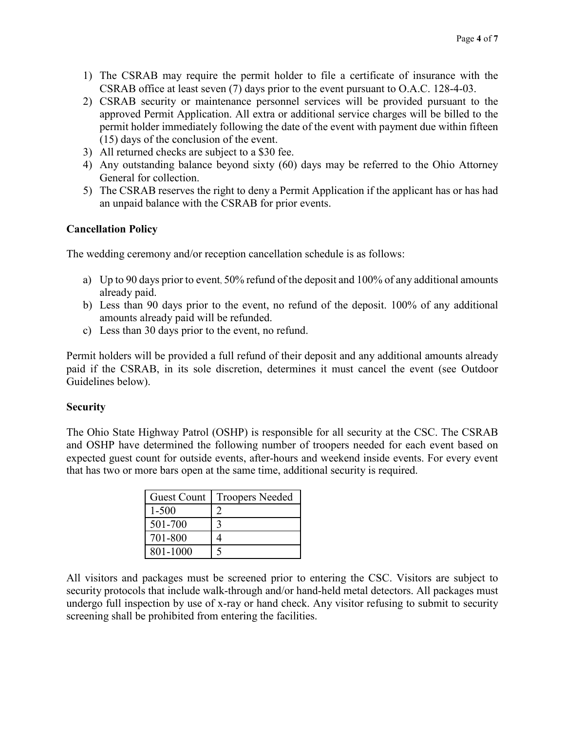1) The CSRAB may require the permit holder to file a certificate of insurance with the CSRAB office at least seven (7) days prior to the event pursuant to O.A.C. 128-4-03.
2) CSRAB security or maintenance personnel services will be provided pursuant to the approved Permit Application. All extra or additional service charges will be billed to the permit holder immediately following the date of the event with payment due within fifteen (15) days of the conclusion of the event.
3) All returned checks are subject to a $30 fee.
4) Any outstanding balance beyond sixty (60) days may be referred to the Ohio Attorney General for collection.
5) The CSRAB reserves the right to deny a Permit Application if the applicant has or has had an unpaid balance with the CSRAB for prior events.

**Cancellation Policy**

The wedding ceremony and/or reception cancellation schedule is as follows:

a) Up to 90 days prior to event, 50% refund of the deposit and 100% of any additional amounts already paid.
b) Less than 90 days prior to the event, no refund of the deposit. 100% of any additional amounts already paid will be refunded.
c) Less than 30 days prior to the event, no refund.

Permit holders will be provided a full refund of their deposit and any additional amounts already paid if the CSRAB, in its sole discretion, determines it must cancel the event (see Outdoor Guidelines below).

**Security**

The Ohio State Highway Patrol (OSHP) is responsible for all security at the CSC. The CSRAB and OSHP have determined the following number of troopers needed for each event based on expected guest count for outside events, after-hours and weekend inside events. For every event that has two or more bars open at the same time, additional security is required.

| Guest Count | Troopers Needed |
|---|---|
| 1-500 | 2 |
| 501-700 | 3 |
| 701-800 | 4 |
| 801-1000 | 5 |

All visitors and packages must be screened prior to entering the CSC. Visitors are subject to security protocols that include walk-through and/or hand-held metal detectors. All packages must undergo full inspection by use of x-ray or hand check. Any visitor refusing to submit to security screening shall be prohibited from entering the facilities.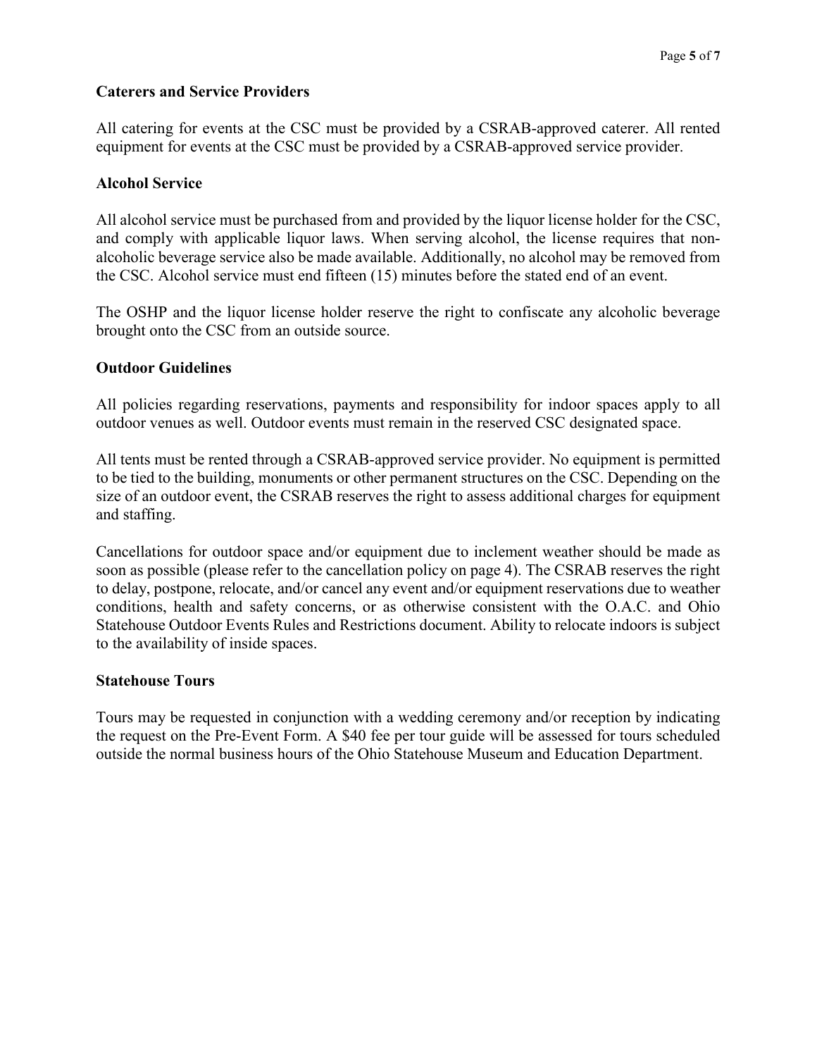**Caterers and Service Providers**

All catering for events at the CSC must be provided by a CSRAB-approved caterer. All rented equipment for events at the CSC must be provided by a CSRAB-approved service provider.

**Alcohol Service**

All alcohol service must be purchased from and provided by the liquor license holder for the CSC, and comply with applicable liquor laws. When serving alcohol, the license requires that non-alcoholic beverage service also be made available. Additionally, no alcohol may be removed from the CSC. Alcohol service must end fifteen (15) minutes before the stated end of an event.

The OSHP and the liquor license holder reserve the right to confiscate any alcoholic beverage brought onto the CSC from an outside source.

**Outdoor Guidelines**

All policies regarding reservations, payments and responsibility for indoor spaces apply to all outdoor venues as well. Outdoor events must remain in the reserved CSC designated space.

All tents must be rented through a CSRAB-approved service provider. No equipment is permitted to be tied to the building, monuments or other permanent structures on the CSC. Depending on the size of an outdoor event, the CSRAB reserves the right to assess additional charges for equipment and staffing.

Cancellations for outdoor space and/or equipment due to inclement weather should be made as soon as possible (please refer to the cancellation policy on page 4). The CSRAB reserves the right to delay, postpone, relocate, and/or cancel any event and/or equipment reservations due to weather conditions, health and safety concerns, or as otherwise consistent with the O.A.C. and Ohio Statehouse Outdoor Events Rules and Restrictions document. Ability to relocate indoors is subject to the availability of inside spaces.

**Statehouse Tours**

Tours may be requested in conjunction with a wedding ceremony and/or reception by indicating the request on the Pre-Event Form. A $40 fee per tour guide will be assessed for tours scheduled outside the normal business hours of the Ohio Statehouse Museum and Education Department.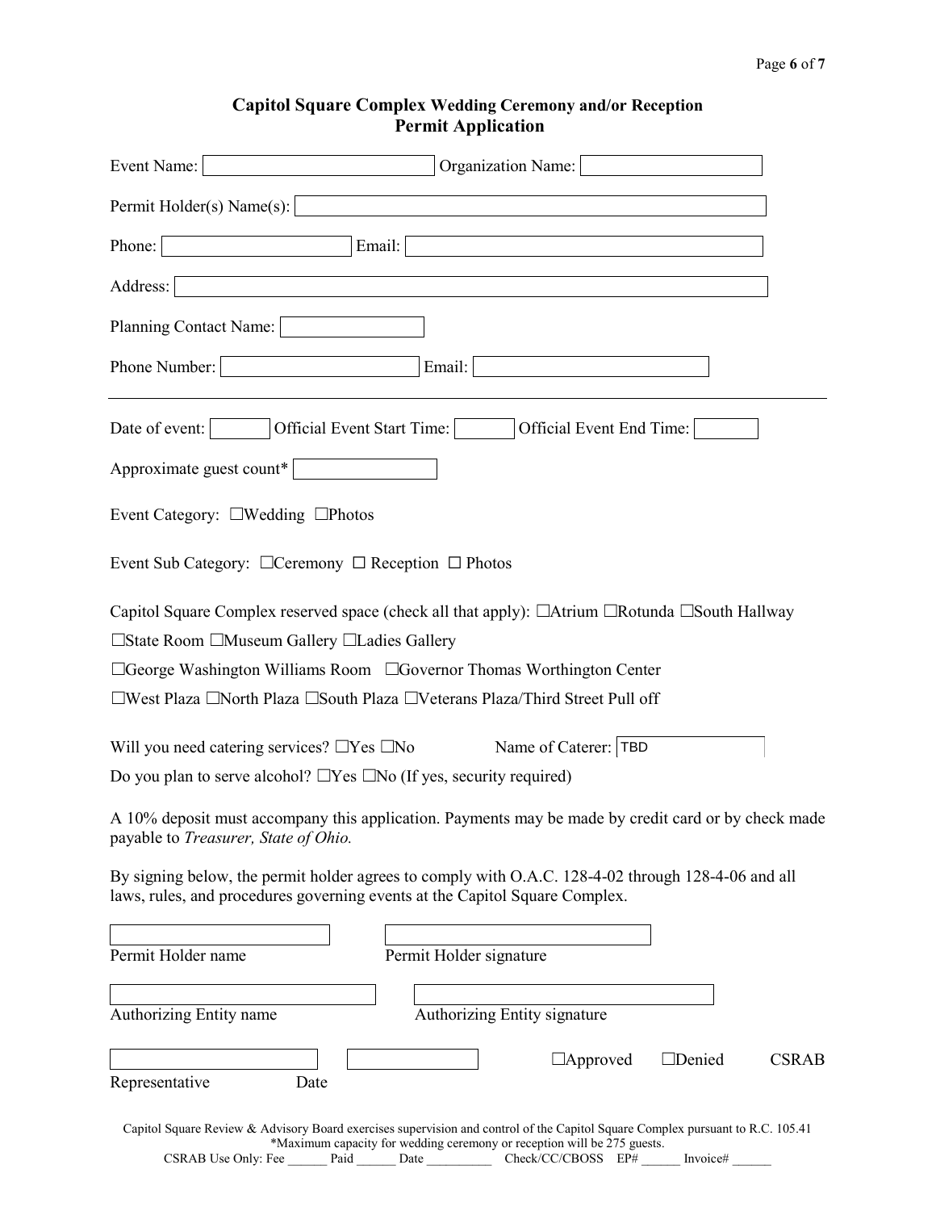## Capitol Square Complex Wedding Ceremony and/or Reception Permit Application

Event Name: ____________________ Organization Name: ____________________

Permit Holder(s) Name(s): ____________________

Phone: ____________________ Email: ____________________

Address: ____________________

Planning Contact Name: ____________________

Phone Number: ____________________ Email: ____________________

---

Date of event: ________ Official Event Start Time: ________ Official Event End Time: ________

Approximate guest count* ____________________

Event Category: ☐Wedding ☐Photos

Event Sub Category: ☐Ceremony ☐ Reception ☐ Photos

Capitol Square Complex reserved space (check all that apply): ☐Atrium ☐Rotunda ☐South Hallway

☐State Room ☐Museum Gallery ☐Ladies Gallery

☐George Washington Williams Room ☐Governor Thomas Worthington Center

☐West Plaza ☐North Plaza ☐South Plaza ☐Veterans Plaza/Third Street Pull off

Will you need catering services? ☐Yes ☐No Name of Caterer: TBD

Do you plan to serve alcohol? ☐Yes ☐No (If yes, security required)

A 10% deposit must accompany this application. Payments may be made by credit card or by check made payable to *Treasurer, State of Ohio.*

By signing below, the permit holder agrees to comply with O.A.C. 128-4-02 through 128-4-06 and all laws, rules, and procedures governing events at the Capitol Square Complex.

____________________ Permit Holder name

____________________ Permit Holder signature

____________________ Authorizing Entity name

____________________ Authorizing Entity signature

____________________ ____________________ ☐Approved ☐Denied CSRAB Representative Date

Capitol Square Review & Advisory Board exercises supervision and control of the Capitol Square Complex pursuant to R.C. 105.41

*Maximum capacity for wedding ceremony or reception will be 275 guests.

CSRAB Use Only: Fee ______ Paid ______ Date __________ Check/CC/CBOSS EP# ______ Invoice# ______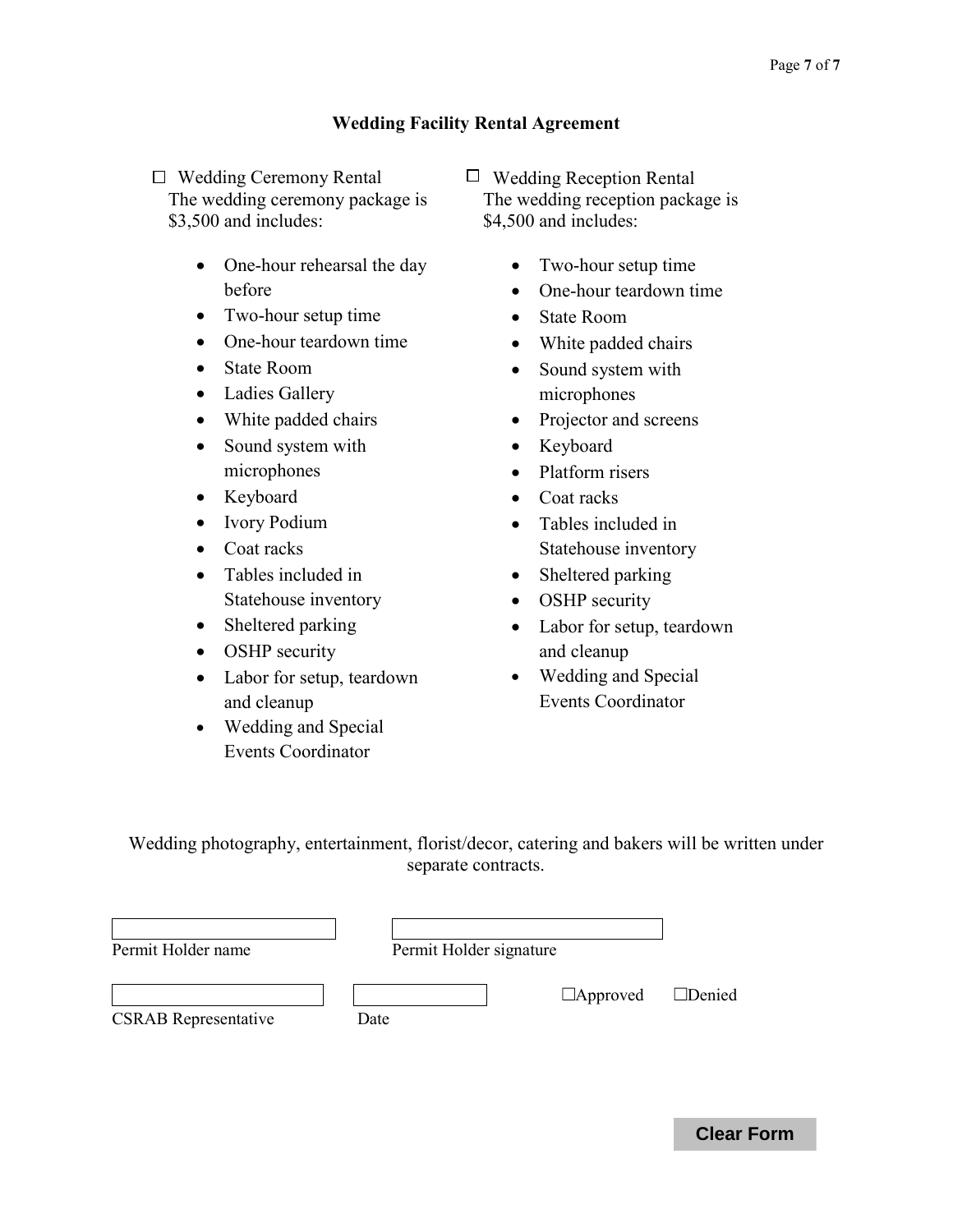## Wedding Facility Rental Agreement

☐ Wedding Ceremony Rental
The wedding ceremony package is $3,500 and includes:

- One-hour rehearsal the day before
- Two-hour setup time
- One-hour teardown time
- State Room
- Ladies Gallery
- White padded chairs
- Sound system with microphones
- Keyboard
- Ivory Podium
- Coat racks
- Tables included in Statehouse inventory
- Sheltered parking
- OSHP security
- Labor for setup, teardown and cleanup
- Wedding and Special Events Coordinator

☐ Wedding Reception Rental
The wedding reception package is $4,500 and includes:

- Two-hour setup time
- One-hour teardown time
- State Room
- White padded chairs
- Sound system with microphones
- Projector and screens
- Keyboard
- Platform risers
- Coat racks
- Tables included in Statehouse inventory
- Sheltered parking
- OSHP security
- Labor for setup, teardown and cleanup
- Wedding and Special Events Coordinator

Wedding photography, entertainment, florist/decor, catering and bakers will be written under separate contracts.

Permit Holder name ____________________ Permit Holder signature ____________________

CSRAB Representative ____________________ Date ____________ ☐Approved ☐Denied

Clear Form